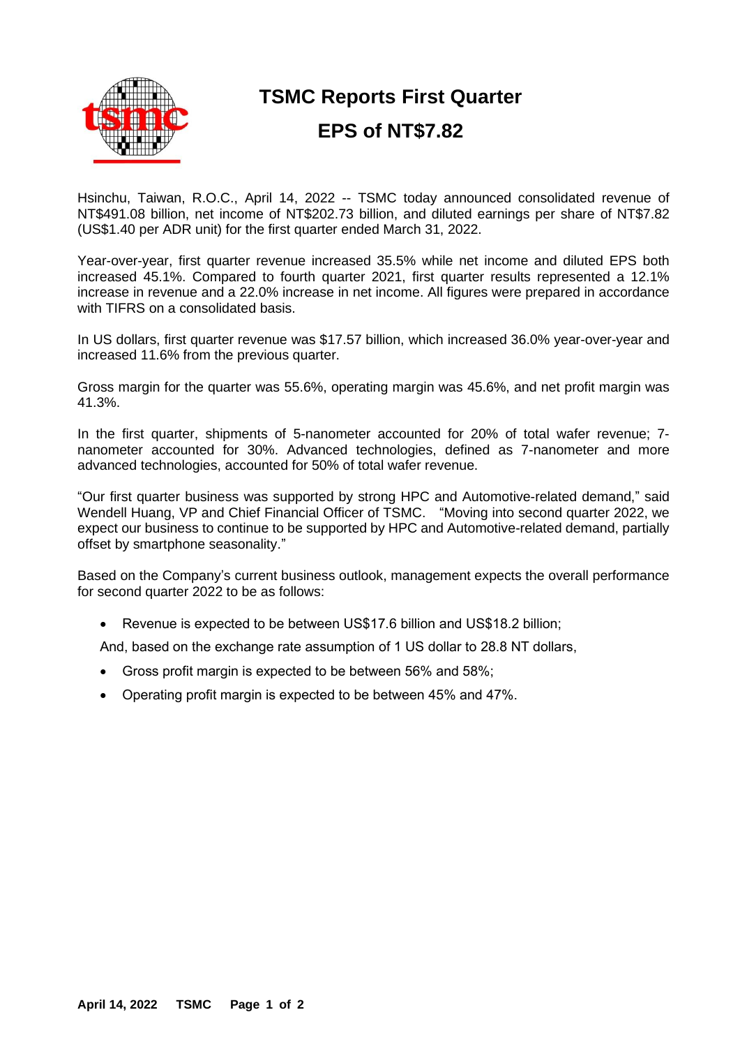# TSMC Reports First Quarter EPS of NT$7.82

Hsinchu, Taiwan, R.O.C., April 14, 2022 -- TSMC today announced consolidated revenue of NT$491.08 billion, net income of NT$202.73 billion, and diluted earnings per share of NT$7.82 (US$1.40 per ADR unit) for the first quarter ended March 31, 2022.

Year-over-year, first quarter revenue increased 35.5% while net income and diluted EPS both increased 45.1%. Compared to fourth quarter 2021, first quarter results represented a 12.1% increase in revenue and a 22.0% increase in net income. All figures were prepared in accordance with TIFRS on a consolidated basis.

In US dollars, first quarter revenue was $17.57 billion, which increased 36.0% year-over-year and increased 11.6% from the previous quarter.

Gross margin for the quarter was 55.6%, operating margin was 45.6%, and net profit margin was 41.3%.

In the first quarter, shipments of 5-nanometer accounted for 20% of total wafer revenue; 7-nanometer accounted for 30%. Advanced technologies, defined as 7-nanometer and more advanced technologies, accounted for 50% of total wafer revenue.

"Our first quarter business was supported by strong HPC and Automotive-related demand," said Wendell Huang, VP and Chief Financial Officer of TSMC. "Moving into second quarter 2022, we expect our business to continue to be supported by HPC and Automotive-related demand, partially offset by smartphone seasonality."

Based on the Company's current business outlook, management expects the overall performance for second quarter 2022 to be as follows:

- Revenue is expected to be between US$17.6 billion and US$18.2 billion;

And, based on the exchange rate assumption of 1 US dollar to 28.8 NT dollars,

- Gross profit margin is expected to be between 56% and 58%;
- Operating profit margin is expected to be between 45% and 47%.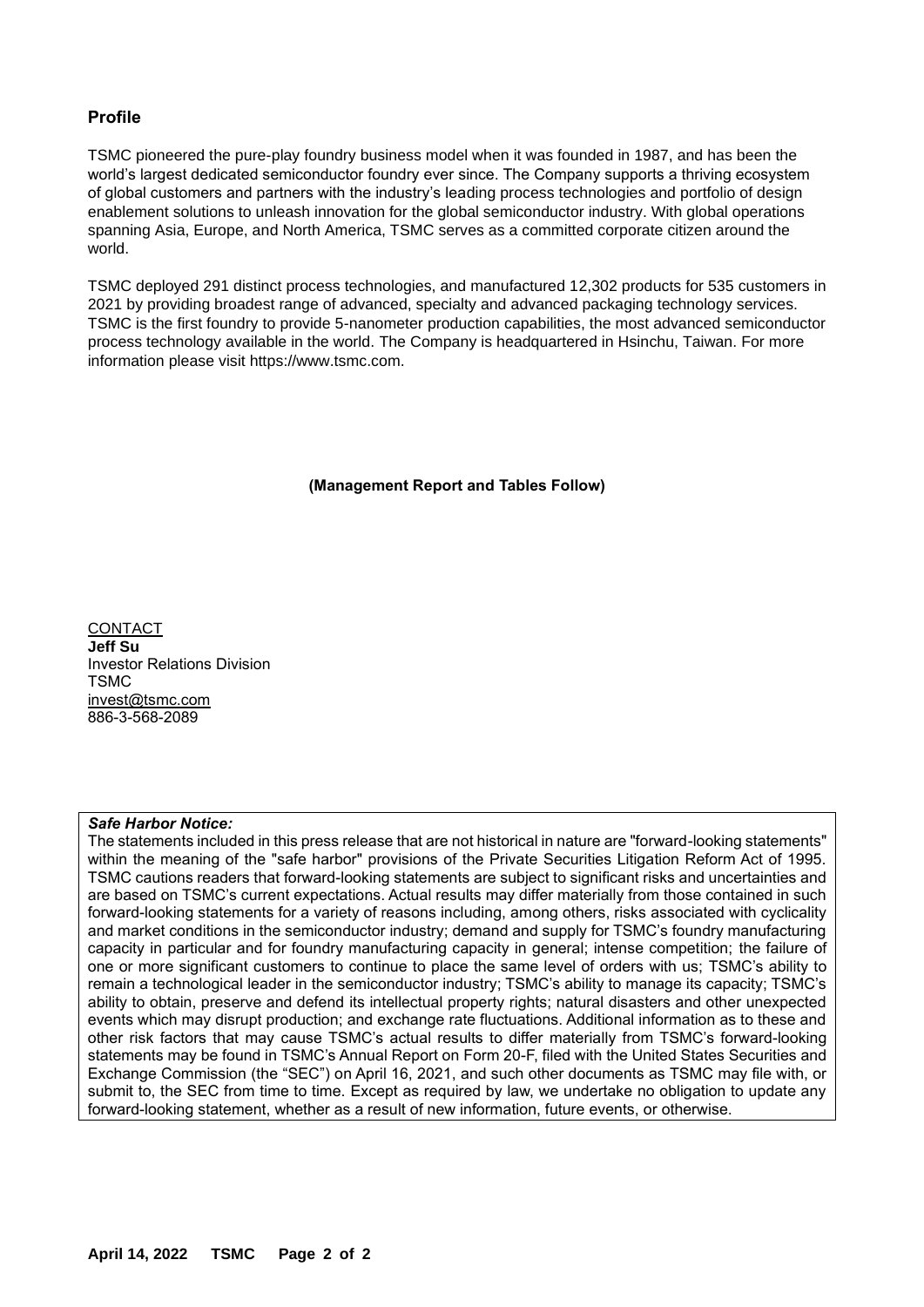## Profile

TSMC pioneered the pure-play foundry business model when it was founded in 1987, and has been the world's largest dedicated semiconductor foundry ever since. The Company supports a thriving ecosystem of global customers and partners with the industry's leading process technologies and portfolio of design enablement solutions to unleash innovation for the global semiconductor industry. With global operations spanning Asia, Europe, and North America, TSMC serves as a committed corporate citizen around the world.

TSMC deployed 291 distinct process technologies, and manufactured 12,302 products for 535 customers in 2021 by providing broadest range of advanced, specialty and advanced packaging technology services. TSMC is the first foundry to provide 5-nanometer production capabilities, the most advanced semiconductor process technology available in the world. The Company is headquartered in Hsinchu, Taiwan. For more information please visit https://www.tsmc.com.

**(Management Report and Tables Follow)**

CONTACT
**Jeff Su**
Investor Relations Division
TSMC
invest@tsmc.com
886-3-568-2089

***Safe Harbor Notice:***

The statements included in this press release that are not historical in nature are "forward-looking statements" within the meaning of the "safe harbor" provisions of the Private Securities Litigation Reform Act of 1995. TSMC cautions readers that forward-looking statements are subject to significant risks and uncertainties and are based on TSMC's current expectations. Actual results may differ materially from those contained in such forward-looking statements for a variety of reasons including, among others, risks associated with cyclicality and market conditions in the semiconductor industry; demand and supply for TSMC's foundry manufacturing capacity in particular and for foundry manufacturing capacity in general; intense competition; the failure of one or more significant customers to continue to place the same level of orders with us; TSMC's ability to remain a technological leader in the semiconductor industry; TSMC's ability to manage its capacity; TSMC's ability to obtain, preserve and defend its intellectual property rights; natural disasters and other unexpected events which may disrupt production; and exchange rate fluctuations. Additional information as to these and other risk factors that may cause TSMC's actual results to differ materially from TSMC's forward-looking statements may be found in TSMC's Annual Report on Form 20-F, filed with the United States Securities and Exchange Commission (the "SEC") on April 16, 2021, and such other documents as TSMC may file with, or submit to, the SEC from time to time. Except as required by law, we undertake no obligation to update any forward-looking statement, whether as a result of new information, future events, or otherwise.